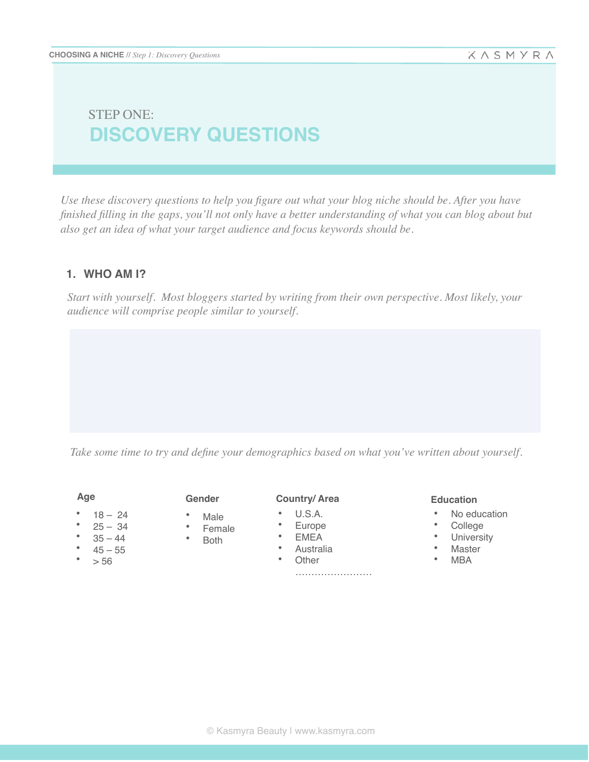# STEP ONE:
# DISCOVERY QUESTIONS

*Use these discovery questions to help you figure out what your blog niche should be. After you have finished filling in the gaps, you'll not only have a better understanding of what you can blog about but also get an idea of what your target audience and focus keywords should be.*

## 1. WHO AM I?

*Start with yourself. Most bloggers started by writing from their own perspective. Most likely, your audience will comprise people similar to yourself.*

*Take some time to try and define your demographics based on what you've written about yourself.*

**Age**

- 18 – 24
- 25 – 34
- 35 – 44
- 45 – 55
- > 56

**Gender**

- Male
- Female
- Both

**Country/ Area**

- U.S.A.
- Europe
- EMEA
- Australia
- Other ……………………

**Education**

- No education
- College
- University
- Master
- MBA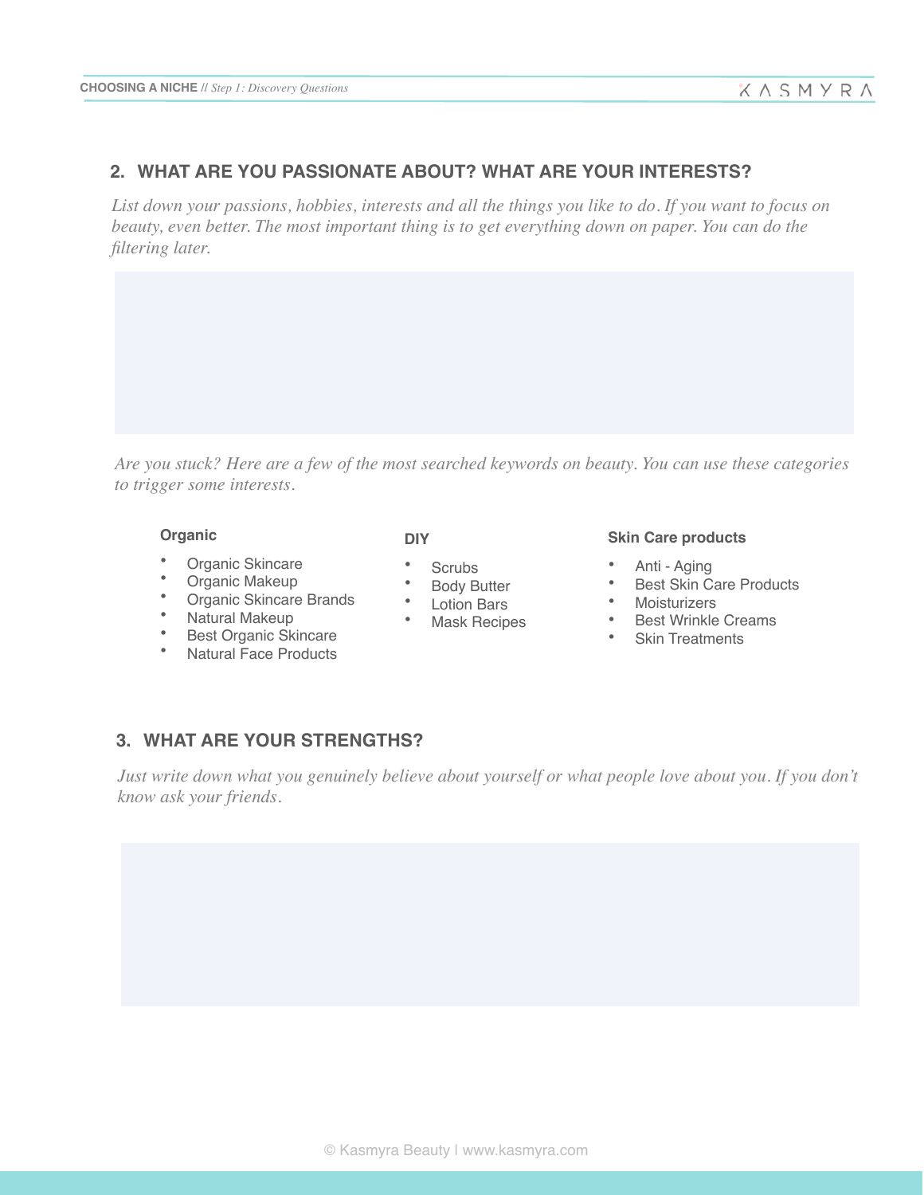## 2. WHAT ARE YOU PASSIONATE ABOUT? WHAT ARE YOUR INTERESTS?

*List down your passions, hobbies, interests and all the things you like to do. If you want to focus on beauty, even better. The most important thing is to get everything down on paper. You can do the filtering later.*

*Are you stuck? Here are a few of the most searched keywords on beauty. You can use these categories to trigger some interests.*

**Organic**

- Organic Skincare
- Organic Makeup
- Organic Skincare Brands
- Natural Makeup
- Best Organic Skincare
- Natural Face Products

**DIY**

- Scrubs
- Body Butter
- Lotion Bars
- Mask Recipes

**Skin Care products**

- Anti - Aging
- Best Skin Care Products
- Moisturizers
- Best Wrinkle Creams
- Skin Treatments

## 3. WHAT ARE YOUR STRENGTHS?

*Just write down what you genuinely believe about yourself or what people love about you. If you don't know ask your friends.*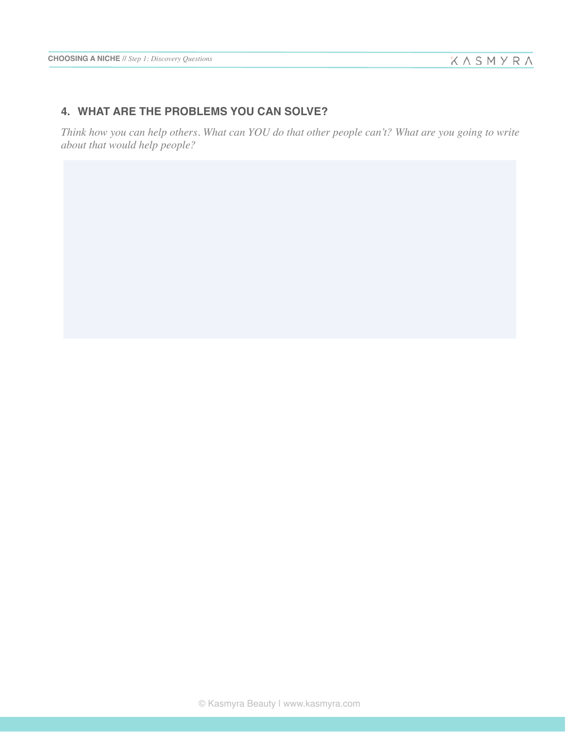## 4. WHAT ARE THE PROBLEMS YOU CAN SOLVE?

*Think how you can help others. What can YOU do that other people can't? What are you going to write about that would help people?*